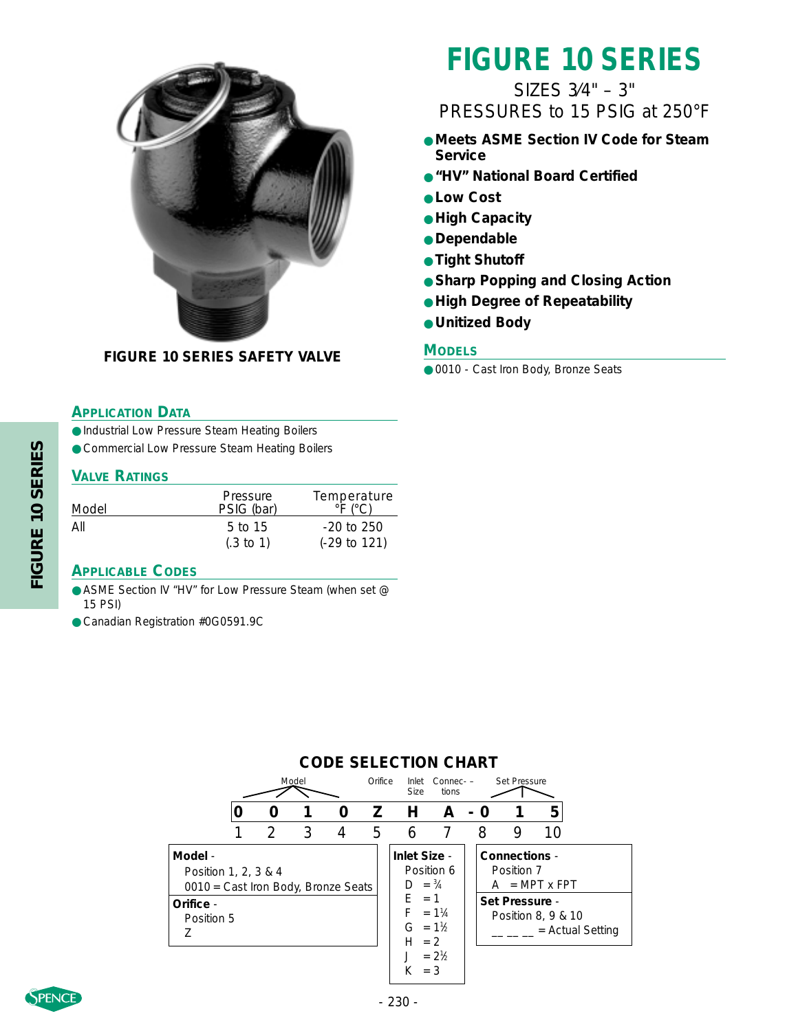# FIGURE 10 SERIES

SIZES 3⁄4" – 3"
PRESSURES to 15 PSIG at 250°F

- **Meets ASME Section IV Code for Steam Service**
- **"HV" National Board Certified**
- **Low Cost**
- **High Capacity**
- **Dependable**
- **Tight Shutoff**
- **Sharp Popping and Closing Action**
- **High Degree of Repeatability**
- **Unitized Body**

## MODELS

- 0010 - Cast Iron Body, Bronze Seats

**FIGURE 10 SERIES SAFETY VALVE**

## APPLICATION DATA

- Industrial Low Pressure Steam Heating Boilers
- Commercial Low Pressure Steam Heating Boilers

## VALVE RATINGS

| Model | Pressure PSIG (bar) | Temperature °F (°C) |
|---|---|---|
| All | 5 to 15 (.3 to 1) | -20 to 250 (-29 to 121) |

## APPLICABLE CODES

- ASME Section IV "HV" for Low Pressure Steam (when set @ 15 PSI)
- Canadian Registration #0G0591.9C

## CODE SELECTION CHART

| Model | | | | Orifice | Inlet Size | Connec-tions | Set Pressure | | |
|---|---|---|---|---|---|---|---|---|---|
| 0 | 0 | 1 | 0 | Z | H | A | - 0 | 1 | 5 |
| 1 | 2 | 3 | 4 | 5 | 6 | 7 | 8 | 9 | 10 |

**Model** -
Position 1, 2, 3 & 4
0010 = Cast Iron Body, Bronze Seats

**Orifice** -
Position 5
Z

**Inlet Size** -
Position 6
D = ¾
E = 1
F = 1¼
G = 1½
H = 2
J = 2½
K = 3

**Connections** -
Position 7
A = MPT x FPT

**Set Pressure** -
Position 8, 9 & 10
__ __ __ = Actual Setting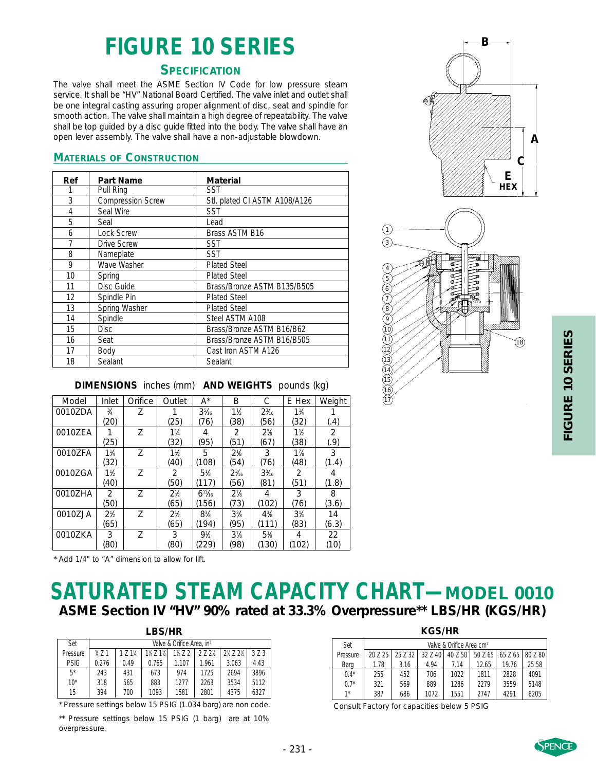# FIGURE 10 SERIES

## SPECIFICATION

The valve shall meet the ASME Section IV Code for low pressure steam service. It shall be "HV" National Board Certified. The valve inlet and outlet shall be one integral casting assuring proper alignment of disc, seat and spindle for smooth action. The valve shall maintain a high degree of repeatability. The valve shall be top guided by a disc guide fitted into the body. The valve shall have an open lever assembly. The valve shall have a non-adjustable blowdown.

## MATERIALS OF CONSTRUCTION

| Ref | Part Name | Material |
|---|---|---|
| 1 | Pull Ring | SST |
| 3 | Compression Screw | Stl. plated CI ASTM A108/A126 |
| 4 | Seal Wire | SST |
| 5 | Seal | Lead |
| 6 | Lock Screw | Brass ASTM B16 |
| 7 | Drive Screw | SST |
| 8 | Nameplate | SST |
| 9 | Wave Washer | Plated Steel |
| 10 | Spring | Plated Steel |
| 11 | Disc Guide | Brass/Bronze ASTM B135/B505 |
| 12 | Spindle Pin | Plated Steel |
| 13 | Spring Washer | Plated Steel |
| 14 | Spindle | Steel ASTM A108 |
| 15 | Disc | Brass/Bronze ASTM B16/B62 |
| 16 | Seat | Brass/Bronze ASTM B16/B505 |
| 17 | Body | Cast Iron ASTM A126 |
| 18 | Sealant | Sealant |

**DIMENSIONS** inches (mm) **AND WEIGHTS** pounds (kg)

| Model | Inlet | Orifice | Outlet | A* | B | C | E Hex | Weight |
|---|---|---|---|---|---|---|---|---|
| 0010ZDA | ¾ (20) | Z | 1 (25) | 3⁵⁄₁₆ (76) | 1½ (38) | 2³⁄₁₆ (56) | 1¼ (32) | 1 (.4) |
| 0010ZEA | 1 (25) | Z | 1¼ (32) | 4 (95) | 2 (51) | 2⅝ (67) | 1½ (38) | 2 (.9) |
| 0010ZFA | 1¼ (32) | Z | 1½ (40) | 5 (108) | 2⅛ (54) | 3 (76) | 1⅞ (48) | 3 (1.4) |
| 0010ZGA | 1½ (40) | Z | 2 (50) | 5⅛ (117) | 2³⁄₁₆ (56) | 3³⁄₁₆ (81) | 2 (51) | 4 (1.8) |
| 0010ZHA | 2 (50) | Z | 2½ (65) | 6¹¹⁄₁₆ (156) | 2⅞ (73) | 4 (102) | 3 (76) | 8 (3.6) |
| 0010ZJA | 2½ (65) | Z | 2½ (65) | 8⅜ (194) | 3⅜ (95) | 4⅜ (111) | 3¼ (83) | 14 (6.3) |
| 0010ZKA | 3 (80) | Z | 3 (80) | 9½ (229) | 3⅞ (98) | 5⅛ (130) | 4 (102) | 22 (10) |

* Add 1/4" to "A" dimension to allow for lift.

B

A

C

E HEX

1 3 4 5 6 7 8 9 10 11 12 13 14 15 16 17 18

# SATURATED STEAM CAPACITY CHART—MODEL 0010

### ASME Section IV "HV" 90% rated at 33.3% Overpressure** LBS/HR (KGS/HR)

**LBS/HR**

| Set Pressure PSIG | Valve & Orifice Area, in² | | | | | | |
|---|---|---|---|---|---|---|---|
| | ¾ Z 1 | 1 Z 1¼ | 1¼ Z 1½ | 1½ Z 2 | 2 Z 2½ | 2½ Z 2½ | 3 Z 3 |
| | 0.276 | 0.49 | 0.765 | 1.107 | 1.961 | 3.063 | 4.43 |
| 5* | 243 | 431 | 673 | 974 | 1725 | 2694 | 3896 |
| 10* | 318 | 565 | 883 | 1277 | 2263 | 3534 | 5112 |
| 15 | 394 | 700 | 1093 | 1581 | 2801 | 4375 | 6327 |

* Pressure settings below 15 PSIG (1.034 barg) are non code.

** Pressure settings below 15 PSIG (1 barg) are at 10% overpressure.

**KGS/HR**

| Set Pressure Barg | Valve & Orifice Area cm² | | | | | | |
|---|---|---|---|---|---|---|---|
| | 20 Z 25 | 25 Z 32 | 32 Z 40 | 40 Z 50 | 50 Z 65 | 65 Z 65 | 80 Z 80 |
| | 1.78 | 3.16 | 4.94 | 7.14 | 12.65 | 19.76 | 25.58 |
| 0.4* | 255 | 452 | 706 | 1022 | 1811 | 2828 | 4091 |
| 0.7* | 321 | 569 | 889 | 1286 | 2279 | 3559 | 5148 |
| 1* | 387 | 686 | 1072 | 1551 | 2747 | 4291 | 6205 |

Consult Factory for capacities below 5 PSIG